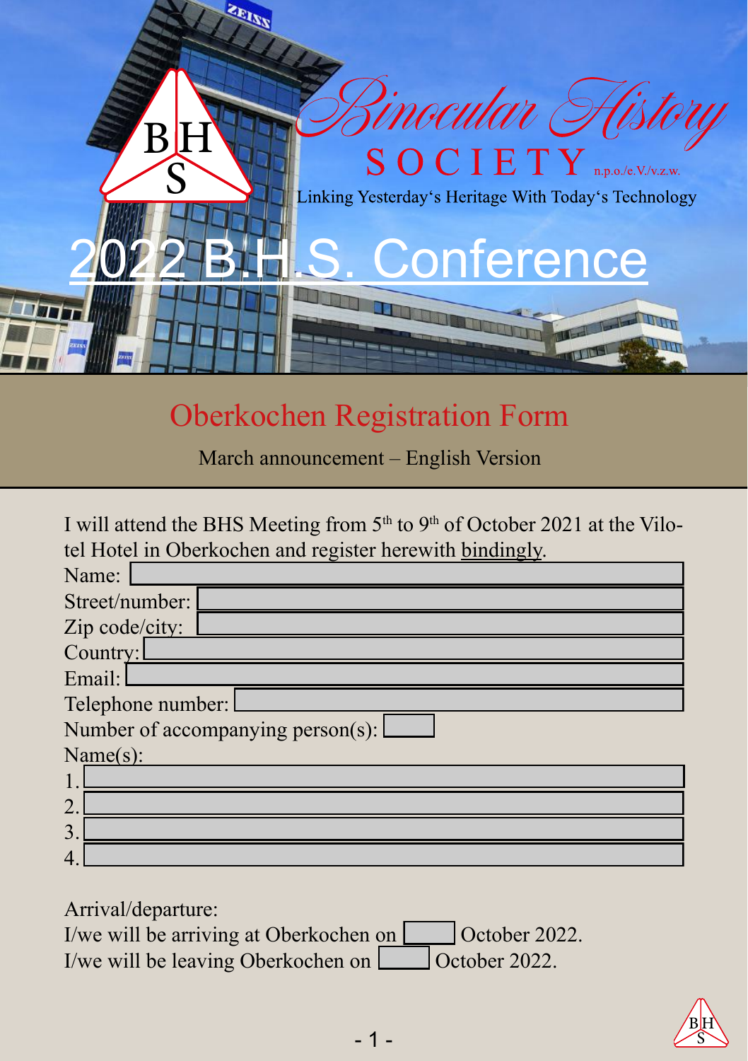BHS

# Binocular History SOCIETY n.p.o./e.V./v.z.w.

Linking Yesterday's Heritage With Today's Technology

# 2022 B.H.S. Conference

## Oberkochen Registration Form

March announcement – English Version

I will attend the BHS Meeting from 5th to 9th of October 2021 at the Vilotel Hotel in Oberkochen and register herewith bindingly.

Name:

Street/number:

Zip code/city:

Country:

Email:

Telephone number:

Number of accompanying person(s):

Name(s):

1.

2.

3.

4.

Arrival/departure:

I/we will be arriving at Oberkochen on ______ October 2022.

I/we will be leaving Oberkochen on ______ October 2022.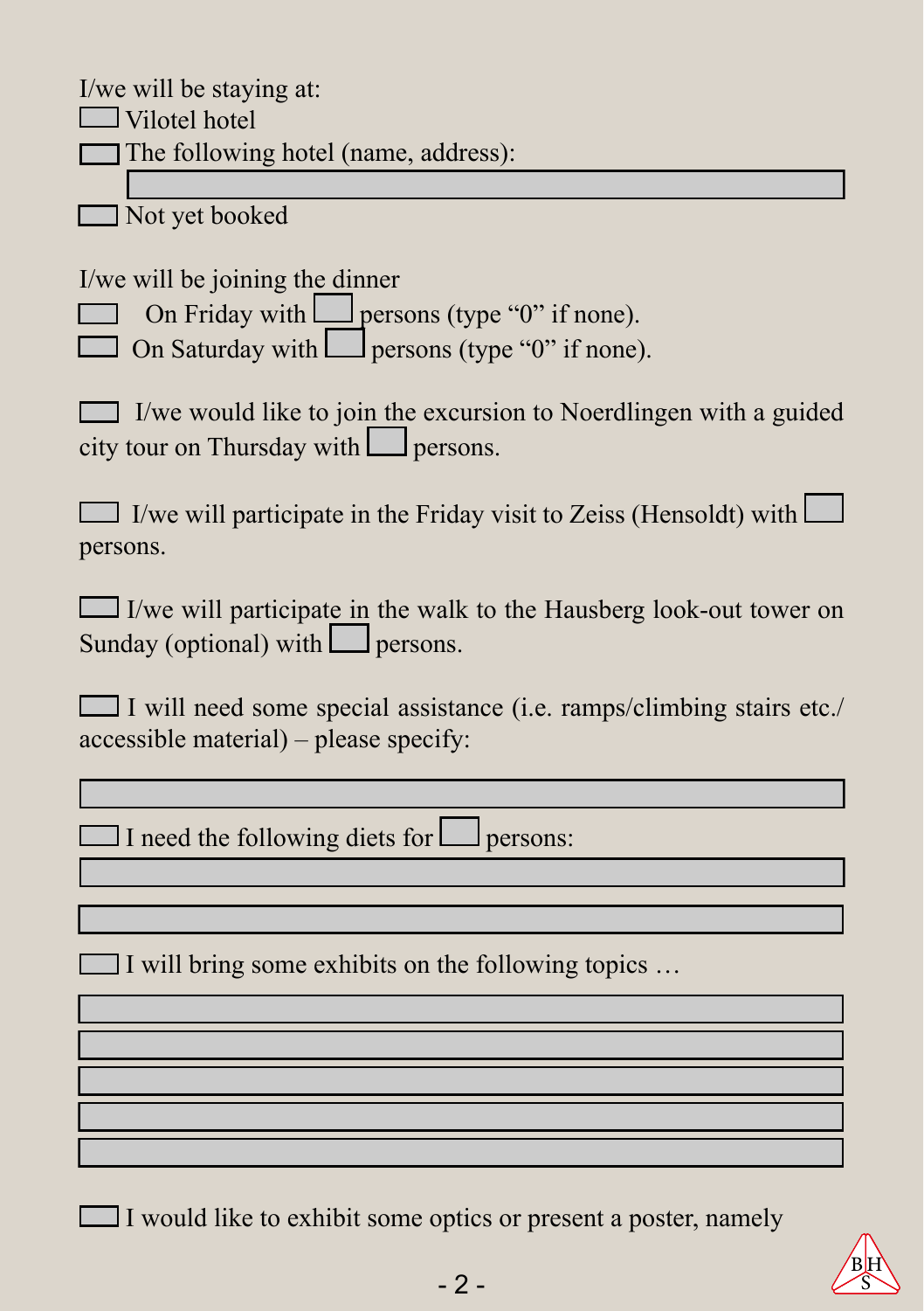I/we will be staying at:

- [ ] Vilotel hotel
- [ ] The following hotel (name, address): ____________________
- [ ] Not yet booked

I/we will be joining the dinner

- [ ] On Friday with ___ persons (type “0” if none).
- [ ] On Saturday with ___ persons (type “0” if none).

- [ ] I/we would like to join the excursion to Noerdlingen with a guided city tour on Thursday with ___ persons.

- [ ] I/we will participate in the Friday visit to Zeiss (Hensoldt) with ___ persons.

- [ ] I/we will participate in the walk to the Hausberg look-out tower on Sunday (optional) with ___ persons.

- [ ] I will need some special assistance (i.e. ramps/climbing stairs etc./ accessible material) – please specify:

____________________

- [ ] I need the following diets for ___ persons:

____________________

____________________

- [ ] I will bring some exhibits on the following topics …

____________________

____________________

____________________

____________________

____________________

- [ ] I would like to exhibit some optics or present a poster, namely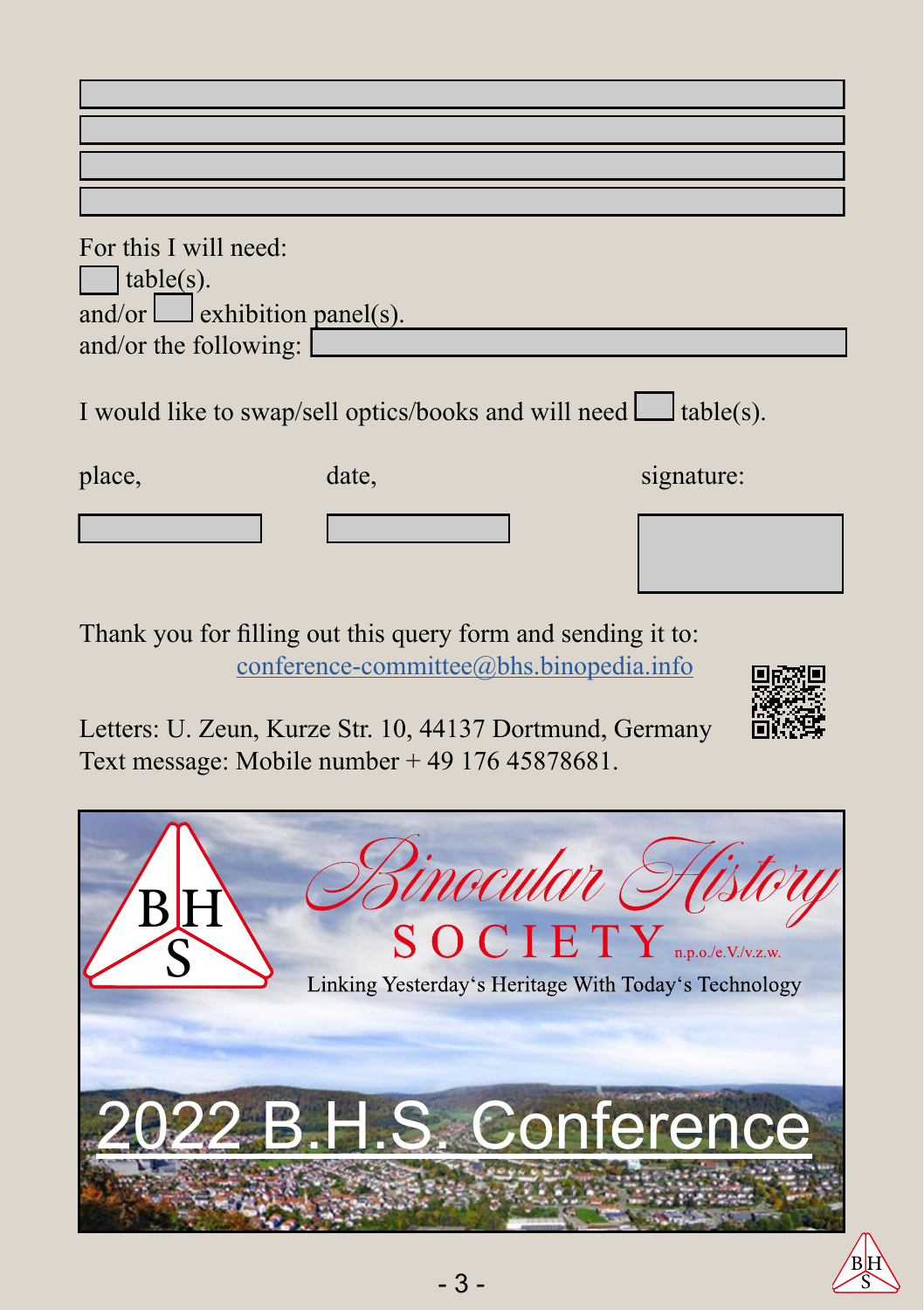For this I will need:

table(s).

and/or exhibition panel(s).

and/or the following:

I would like to swap/sell optics/books and will need table(s).

place, date, signature:

Thank you for filling out this query form and sending it to:

conference-committee@bhs.binopedia.info

Letters: U. Zeun, Kurze Str. 10, 44137 Dortmund, Germany

Text message: Mobile number + 49 176 45878681.

Binocular History SOCIETY n.p.o./e.V./v.z.w.

Linking Yesterday's Heritage With Today's Technology

2022 B.H.S. Conference